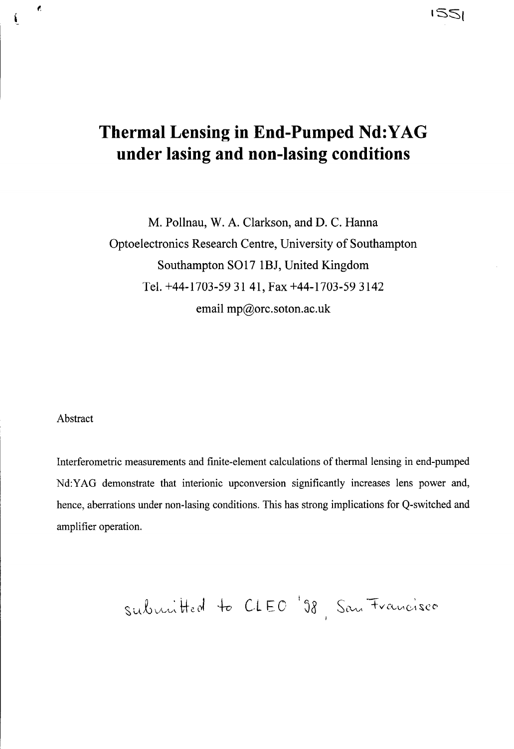# Thermal Lensing in End-Pumped Nd:YAG under lasing and non-lasing conditions

M. Pollnau, W. A. Clarkson, and D. C. Hanna

Optoelectronics Research Centre, University of Southampton

Southampton SO17 1BJ, United Kingdom

Tel. +44-1703-59 31 41, Fax +44-1703-59 3142

email mp@orc.soton.ac.uk

Abstract

Interferometric measurements and finite-element calculations of thermal lensing in end-pumped Nd:YAG demonstrate that interionic upconversion significantly increases lens power and, hence, aberrations under non-lasing conditions. This has strong implications for Q-switched and amplifier operation.

submitted to CLEO '98, San Francisco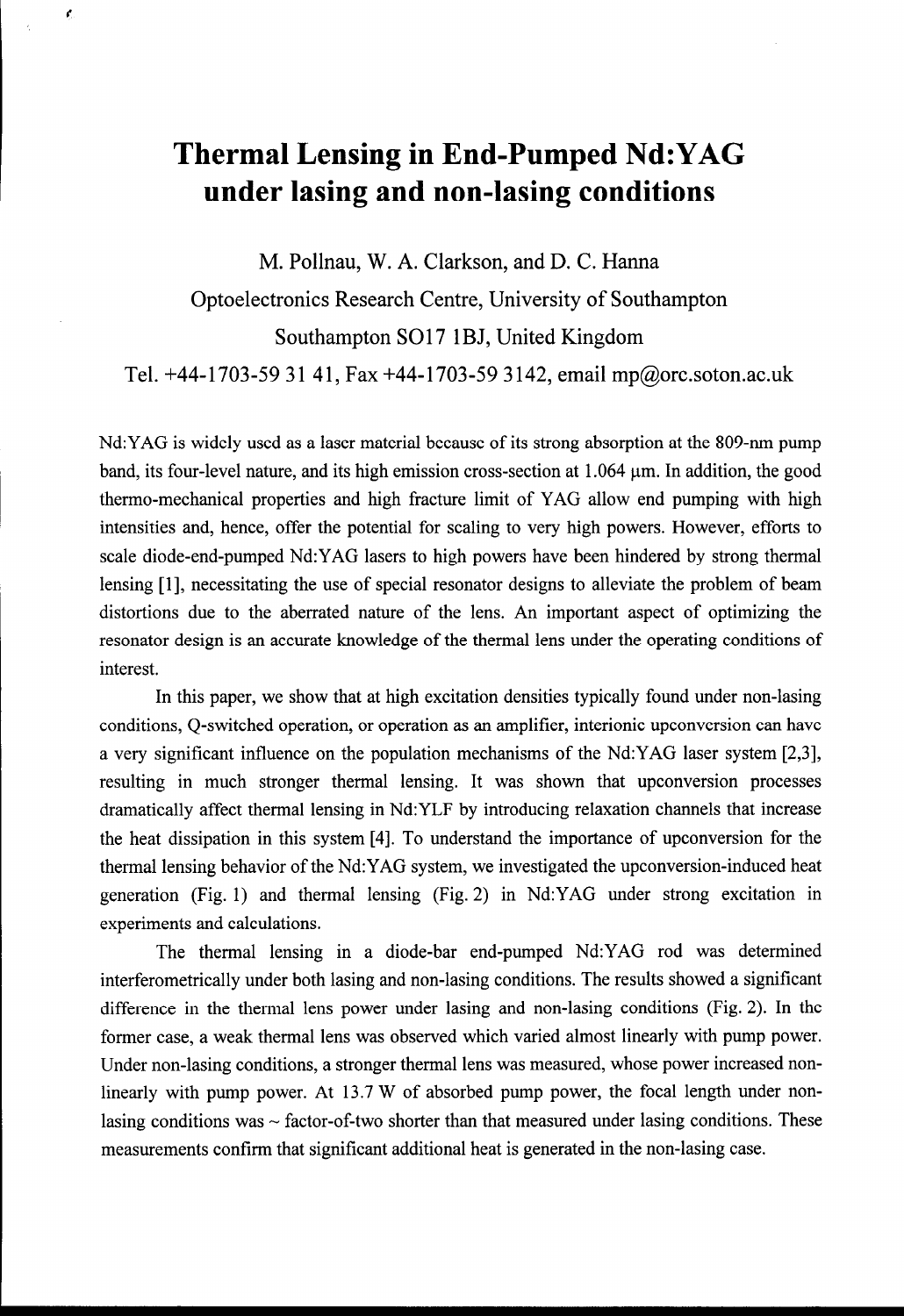# Thermal Lensing in End-Pumped Nd:YAG under lasing and non-lasing conditions

M. Pollnau, W. A. Clarkson, and D. C. Hanna

Optoelectronics Research Centre, University of Southampton

Southampton SO17 1BJ, United Kingdom

Tel. +44-1703-59 31 41, Fax +44-1703-59 3142, email mp@orc.soton.ac.uk

Nd:YAG is widely used as a laser material because of its strong absorption at the 809-nm pump band, its four-level nature, and its high emission cross-section at 1.064 μm. In addition, the good thermo-mechanical properties and high fracture limit of YAG allow end pumping with high intensities and, hence, offer the potential for scaling to very high powers. However, efforts to scale diode-end-pumped Nd:YAG lasers to high powers have been hindered by strong thermal lensing [1], necessitating the use of special resonator designs to alleviate the problem of beam distortions due to the aberrated nature of the lens. An important aspect of optimizing the resonator design is an accurate knowledge of the thermal lens under the operating conditions of interest.

In this paper, we show that at high excitation densities typically found under non-lasing conditions, Q-switched operation, or operation as an amplifier, interionic upconversion can have a very significant influence on the population mechanisms of the Nd:YAG laser system [2,3], resulting in much stronger thermal lensing. It was shown that upconversion processes dramatically affect thermal lensing in Nd:YLF by introducing relaxation channels that increase the heat dissipation in this system [4]. To understand the importance of upconversion for the thermal lensing behavior of the Nd:YAG system, we investigated the upconversion-induced heat generation (Fig. 1) and thermal lensing (Fig. 2) in Nd:YAG under strong excitation in experiments and calculations.

The thermal lensing in a diode-bar end-pumped Nd:YAG rod was determined interferometrically under both lasing and non-lasing conditions. The results showed a significant difference in the thermal lens power under lasing and non-lasing conditions (Fig. 2). In the former case, a weak thermal lens was observed which varied almost linearly with pump power. Under non-lasing conditions, a stronger thermal lens was measured, whose power increased non-linearly with pump power. At 13.7 W of absorbed pump power, the focal length under non-lasing conditions was ~ factor-of-two shorter than that measured under lasing conditions. These measurements confirm that significant additional heat is generated in the non-lasing case.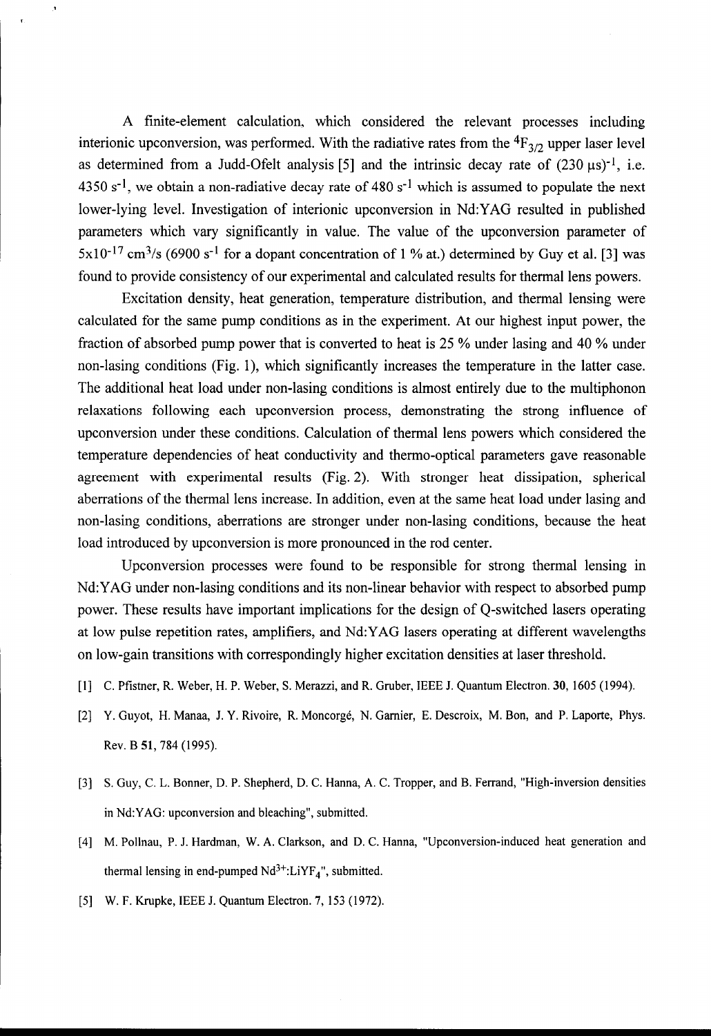A finite-element calculation, which considered the relevant processes including interionic upconversion, was performed. With the radiative rates from the $^4F_{3/2}$ upper laser level as determined from a Judd-Ofelt analysis [5] and the intrinsic decay rate of $(230\ \mu s)^{-1}$, i.e. 4350 $s^{-1}$, we obtain a non-radiative decay rate of 480 $s^{-1}$ which is assumed to populate the next lower-lying level. Investigation of interionic upconversion in Nd:YAG resulted in published parameters which vary significantly in value. The value of the upconversion parameter of $5\times10^{-17}$ $cm^3/s$ (6900 $s^{-1}$ for a dopant concentration of 1 % at.) determined by Guy et al. [3] was found to provide consistency of our experimental and calculated results for thermal lens powers.

Excitation density, heat generation, temperature distribution, and thermal lensing were calculated for the same pump conditions as in the experiment. At our highest input power, the fraction of absorbed pump power that is converted to heat is 25 % under lasing and 40 % under non-lasing conditions (Fig. 1), which significantly increases the temperature in the latter case. The additional heat load under non-lasing conditions is almost entirely due to the multiphonon relaxations following each upconversion process, demonstrating the strong influence of upconversion under these conditions. Calculation of thermal lens powers which considered the temperature dependencies of heat conductivity and thermo-optical parameters gave reasonable agreement with experimental results (Fig. 2). With stronger heat dissipation, spherical aberrations of the thermal lens increase. In addition, even at the same heat load under lasing and non-lasing conditions, aberrations are stronger under non-lasing conditions, because the heat load introduced by upconversion is more pronounced in the rod center.

Upconversion processes were found to be responsible for strong thermal lensing in Nd:YAG under non-lasing conditions and its non-linear behavior with respect to absorbed pump power. These results have important implications for the design of Q-switched lasers operating at low pulse repetition rates, amplifiers, and Nd:YAG lasers operating at different wavelengths on low-gain transitions with correspondingly higher excitation densities at laser threshold.

[1] C. Pfistner, R. Weber, H. P. Weber, S. Merazzi, and R. Gruber, IEEE J. Quantum Electron. **30**, 1605 (1994).

[2] Y. Guyot, H. Manaa, J. Y. Rivoire, R. Moncorgé, N. Garnier, E. Descroix, M. Bon, and P. Laporte, Phys. Rev. B **51**, 784 (1995).

[3] S. Guy, C. L. Bonner, D. P. Shepherd, D. C. Hanna, A. C. Tropper, and B. Ferrand, "High-inversion densities in Nd:YAG: upconversion and bleaching", submitted.

[4] M. Pollnau, P. J. Hardman, W. A. Clarkson, and D. C. Hanna, "Upconversion-induced heat generation and thermal lensing in end-pumped $Nd^{3+}:LiYF_4$", submitted.

[5] W. F. Krupke, IEEE J. Quantum Electron. 7, 153 (1972).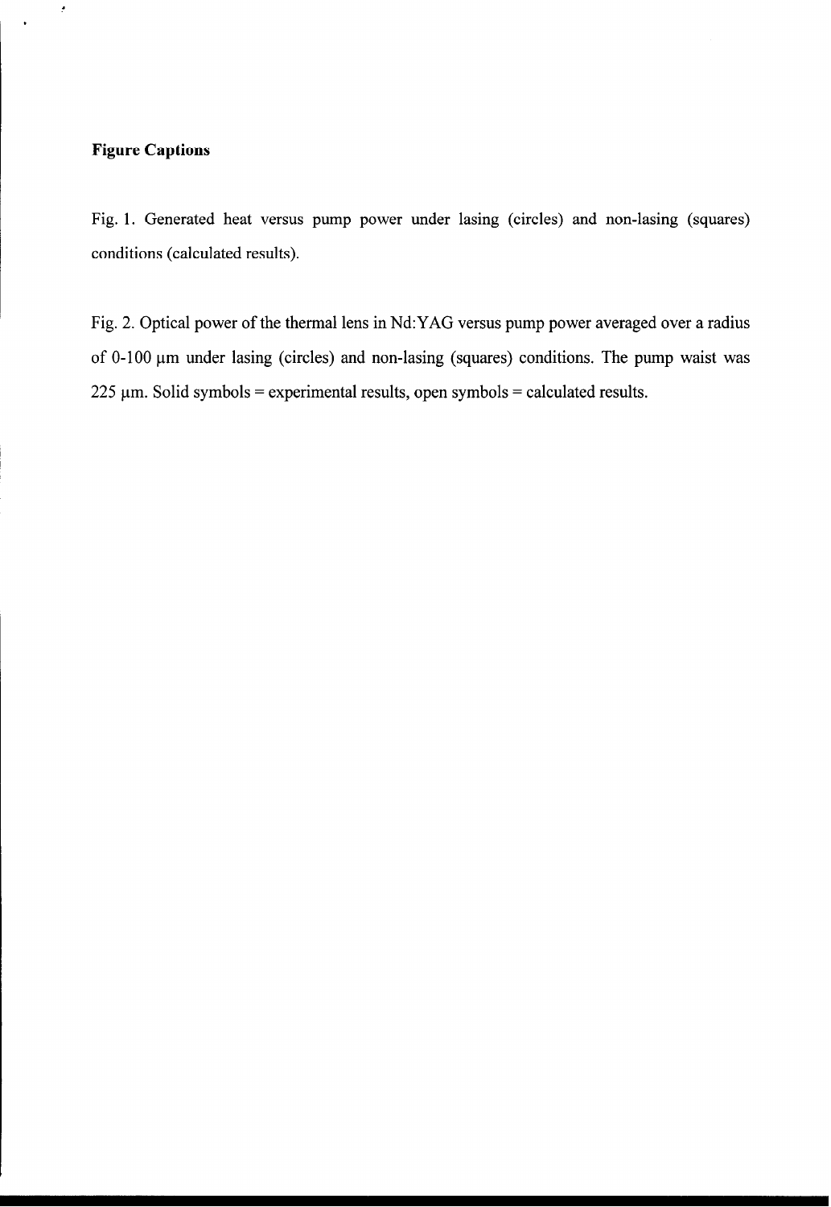**Figure Captions**

Fig. 1. Generated heat versus pump power under lasing (circles) and non-lasing (squares) conditions (calculated results).

Fig. 2. Optical power of the thermal lens in Nd:YAG versus pump power averaged over a radius of 0-100 μm under lasing (circles) and non-lasing (squares) conditions. The pump waist was 225 μm. Solid symbols = experimental results, open symbols = calculated results.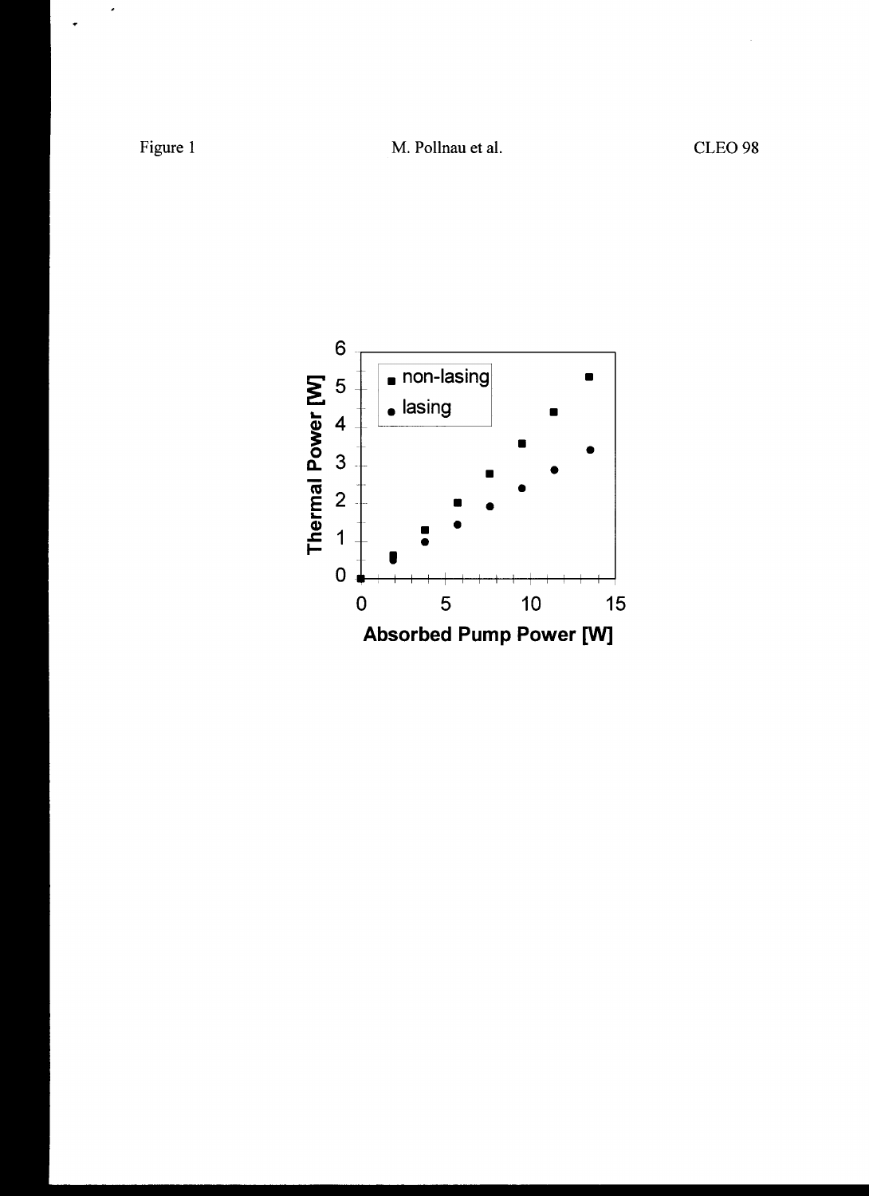Figure 1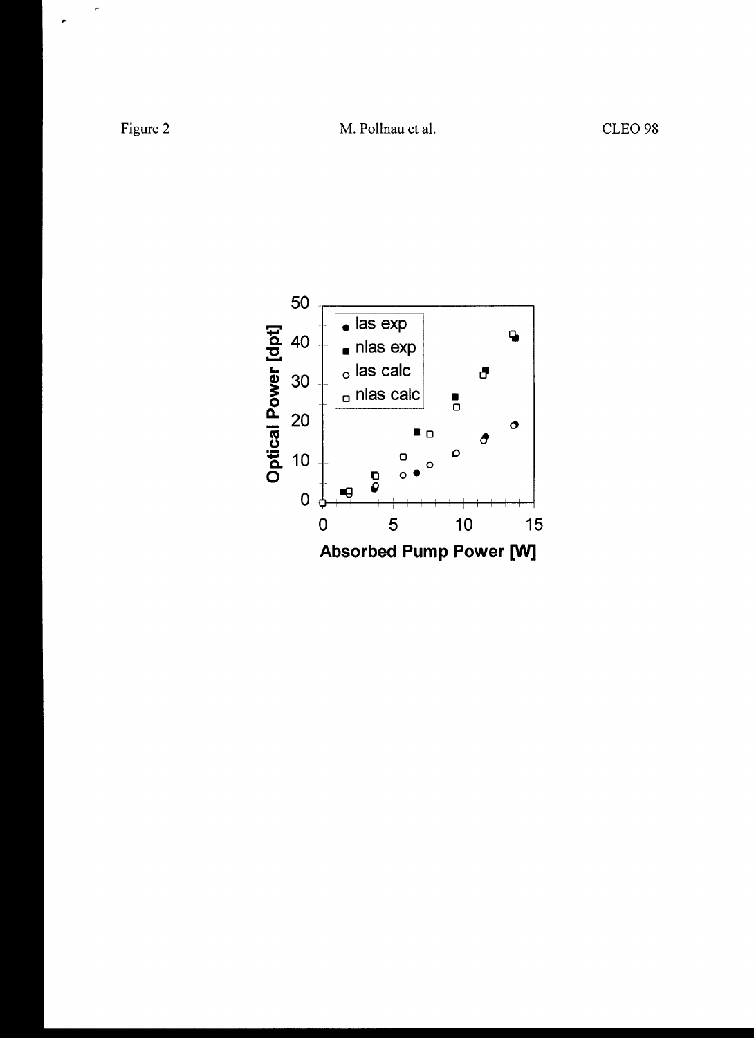Figure 2

50
40
30
20
10
0

Optical Power [dpt]

● las exp
■ nlas exp
○ las calc
□ nlas calc

0
5
10
15

Absorbed Pump Power [W]